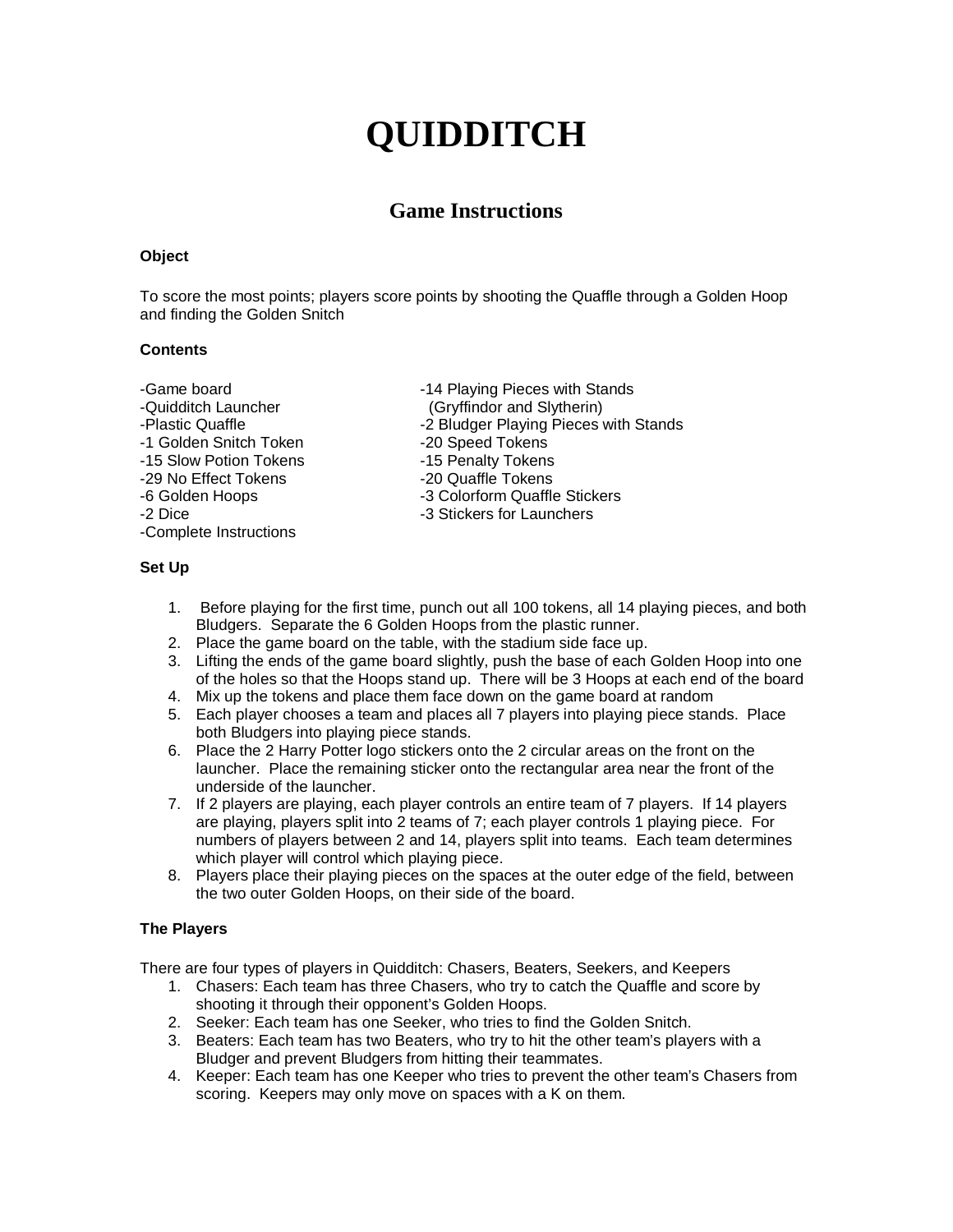# QUIDDITCH

## Game Instructions

**Object**

To score the most points; players score points by shooting the Quaffle through a Golden Hoop and finding the Golden Snitch

**Contents**

- -Game board
- -Quidditch Launcher
- -Plastic Quaffle
- -1 Golden Snitch Token
- -15 Slow Potion Tokens
- -29 No Effect Tokens
- -6 Golden Hoops
- -2 Dice
- -Complete Instructions
- -14 Playing Pieces with Stands (Gryffindor and Slytherin)
- -2 Bludger Playing Pieces with Stands
- -20 Speed Tokens
- -15 Penalty Tokens
- -20 Quaffle Tokens
- -3 Colorform Quaffle Stickers
- -3 Stickers for Launchers

**Set Up**

1. Before playing for the first time, punch out all 100 tokens, all 14 playing pieces, and both Bludgers. Separate the 6 Golden Hoops from the plastic runner.
2. Place the game board on the table, with the stadium side face up.
3. Lifting the ends of the game board slightly, push the base of each Golden Hoop into one of the holes so that the Hoops stand up. There will be 3 Hoops at each end of the board
4. Mix up the tokens and place them face down on the game board at random
5. Each player chooses a team and places all 7 players into playing piece stands. Place both Bludgers into playing piece stands.
6. Place the 2 Harry Potter logo stickers onto the 2 circular areas on the front on the launcher. Place the remaining sticker onto the rectangular area near the front of the underside of the launcher.
7. If 2 players are playing, each player controls an entire team of 7 players. If 14 players are playing, players split into 2 teams of 7; each player controls 1 playing piece. For numbers of players between 2 and 14, players split into teams. Each team determines which player will control which playing piece.
8. Players place their playing pieces on the spaces at the outer edge of the field, between the two outer Golden Hoops, on their side of the board.

**The Players**

There are four types of players in Quidditch: Chasers, Beaters, Seekers, and Keepers

1. Chasers: Each team has three Chasers, who try to catch the Quaffle and score by shooting it through their opponent's Golden Hoops.
2. Seeker: Each team has one Seeker, who tries to find the Golden Snitch.
3. Beaters: Each team has two Beaters, who try to hit the other team's players with a Bludger and prevent Bludgers from hitting their teammates.
4. Keeper: Each team has one Keeper who tries to prevent the other team's Chasers from scoring. Keepers may only move on spaces with a K on them.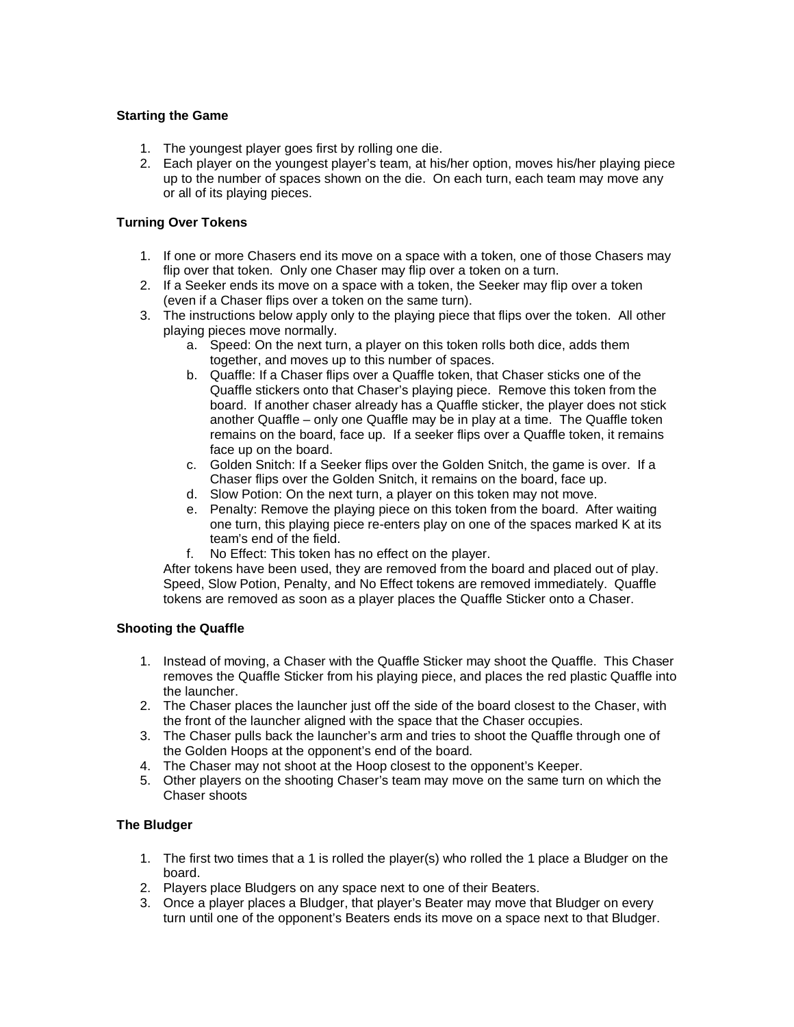**Starting the Game**

1. The youngest player goes first by rolling one die.
2. Each player on the youngest player's team, at his/her option, moves his/her playing piece up to the number of spaces shown on the die. On each turn, each team may move any or all of its playing pieces.

**Turning Over Tokens**

1. If one or more Chasers end its move on a space with a token, one of those Chasers may flip over that token. Only one Chaser may flip over a token on a turn.
2. If a Seeker ends its move on a space with a token, the Seeker may flip over a token (even if a Chaser flips over a token on the same turn).
3. The instructions below apply only to the playing piece that flips over the token. All other playing pieces move normally.
   a. Speed: On the next turn, a player on this token rolls both dice, adds them together, and moves up to this number of spaces.
   b. Quaffle: If a Chaser flips over a Quaffle token, that Chaser sticks one of the Quaffle stickers onto that Chaser's playing piece. Remove this token from the board. If another chaser already has a Quaffle sticker, the player does not stick another Quaffle – only one Quaffle may be in play at a time. The Quaffle token remains on the board, face up. If a seeker flips over a Quaffle token, it remains face up on the board.
   c. Golden Snitch: If a Seeker flips over the Golden Snitch, the game is over. If a Chaser flips over the Golden Snitch, it remains on the board, face up.
   d. Slow Potion: On the next turn, a player on this token may not move.
   e. Penalty: Remove the playing piece on this token from the board. After waiting one turn, this playing piece re-enters play on one of the spaces marked K at its team's end of the field.
   f. No Effect: This token has no effect on the player.

   After tokens have been used, they are removed from the board and placed out of play. Speed, Slow Potion, Penalty, and No Effect tokens are removed immediately. Quaffle tokens are removed as soon as a player places the Quaffle Sticker onto a Chaser.

**Shooting the Quaffle**

1. Instead of moving, a Chaser with the Quaffle Sticker may shoot the Quaffle. This Chaser removes the Quaffle Sticker from his playing piece, and places the red plastic Quaffle into the launcher.
2. The Chaser places the launcher just off the side of the board closest to the Chaser, with the front of the launcher aligned with the space that the Chaser occupies.
3. The Chaser pulls back the launcher's arm and tries to shoot the Quaffle through one of the Golden Hoops at the opponent's end of the board.
4. The Chaser may not shoot at the Hoop closest to the opponent's Keeper.
5. Other players on the shooting Chaser's team may move on the same turn on which the Chaser shoots

**The Bludger**

1. The first two times that a 1 is rolled the player(s) who rolled the 1 place a Bludger on the board.
2. Players place Bludgers on any space next to one of their Beaters.
3. Once a player places a Bludger, that player's Beater may move that Bludger on every turn until one of the opponent's Beaters ends its move on a space next to that Bludger.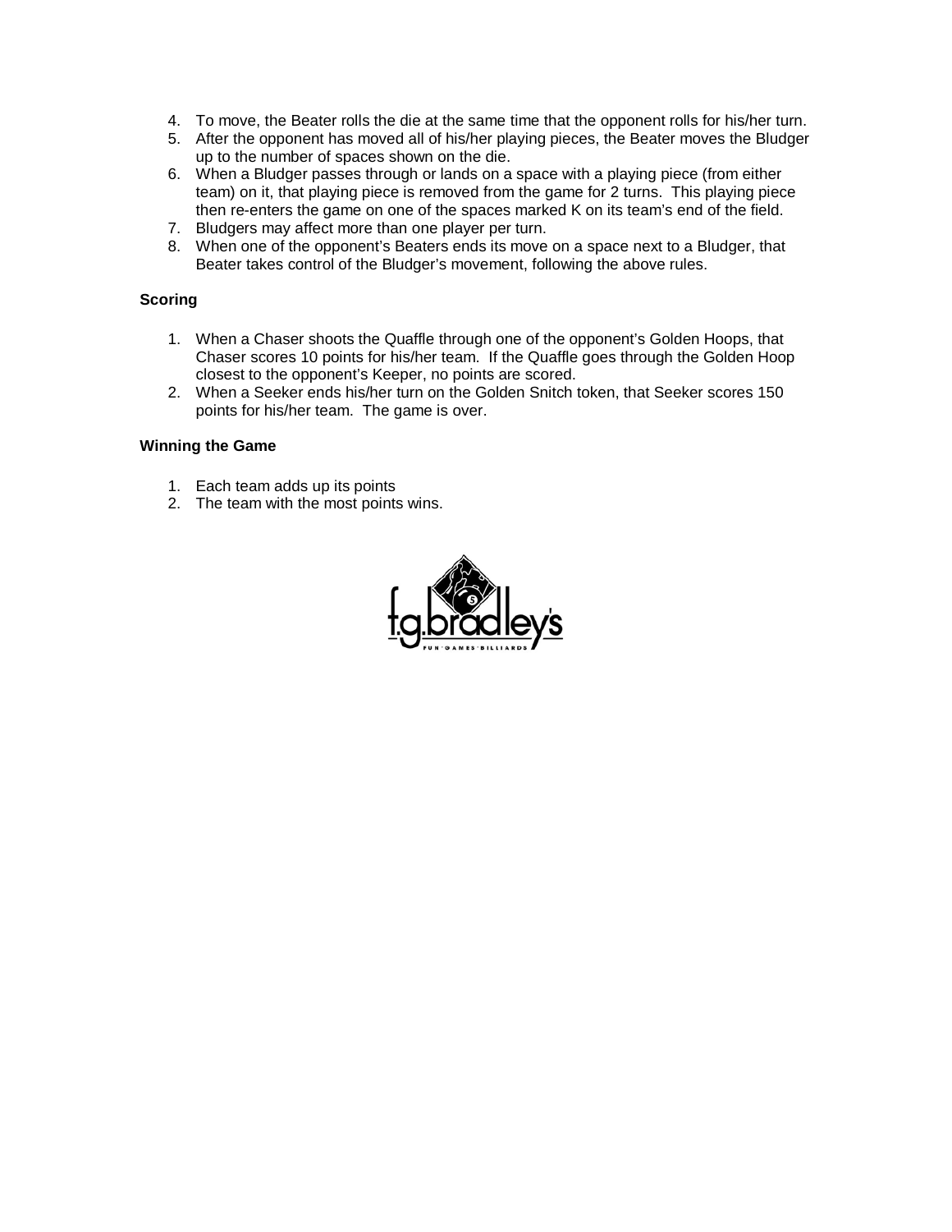4. To move, the Beater rolls the die at the same time that the opponent rolls for his/her turn.
5. After the opponent has moved all of his/her playing pieces, the Beater moves the Bludger up to the number of spaces shown on the die.
6. When a Bludger passes through or lands on a space with a playing piece (from either team) on it, that playing piece is removed from the game for 2 turns. This playing piece then re-enters the game on one of the spaces marked K on its team's end of the field.
7. Bludgers may affect more than one player per turn.
8. When one of the opponent's Beaters ends its move on a space next to a Bludger, that Beater takes control of the Bludger's movement, following the above rules.

**Scoring**

1. When a Chaser shoots the Quaffle through one of the opponent's Golden Hoops, that Chaser scores 10 points for his/her team. If the Quaffle goes through the Golden Hoop closest to the opponent's Keeper, no points are scored.
2. When a Seeker ends his/her turn on the Golden Snitch token, that Seeker scores 150 points for his/her team. The game is over.

**Winning the Game**

1. Each team adds up its points
2. The team with the most points wins.

f.g.bradley's
FUN · GAMES · BILLIARDS